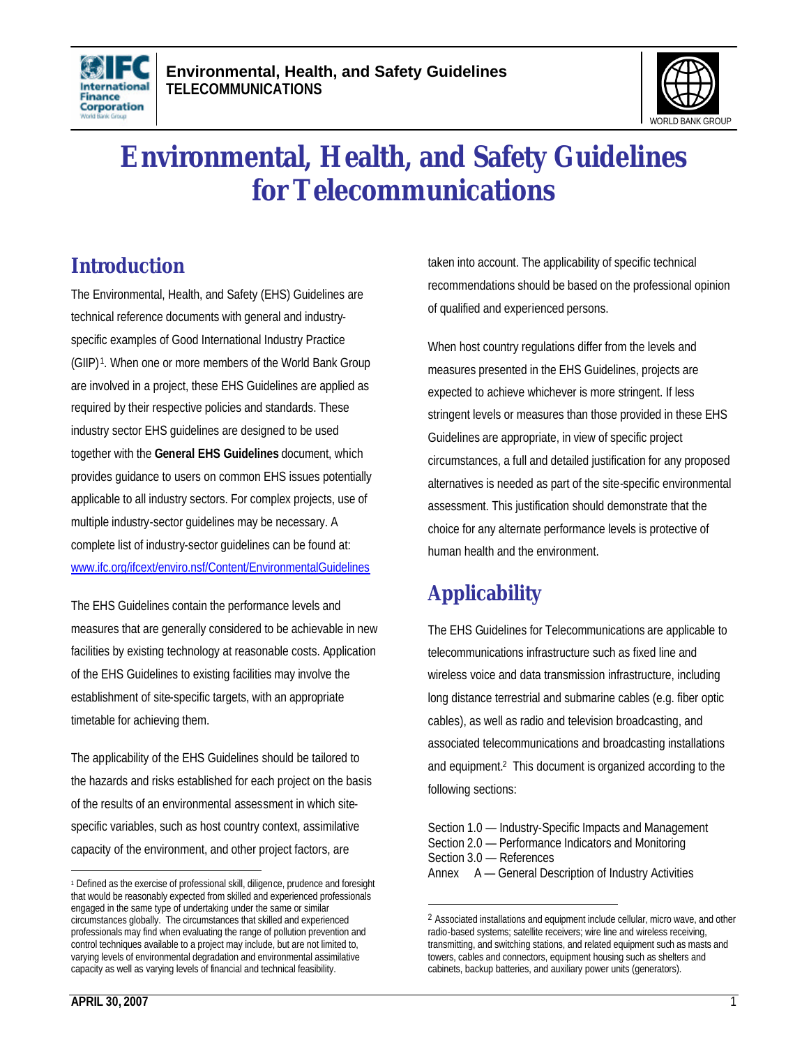# Environmental, Health, and Safety Guidelines for Telecommunications

## Introduction

The Environmental, Health, and Safety (EHS) Guidelines are technical reference documents with general and industry-specific examples of Good International Industry Practice (GIIP)[1]. When one or more members of the World Bank Group are involved in a project, these EHS Guidelines are applied as required by their respective policies and standards. These industry sector EHS guidelines are designed to be used together with the **General EHS Guidelines** document, which provides guidance to users on common EHS issues potentially applicable to all industry sectors. For complex projects, use of multiple industry-sector guidelines may be necessary. A complete list of industry-sector guidelines can be found at: www.ifc.org/ifcext/enviro.nsf/Content/EnvironmentalGuidelines

The EHS Guidelines contain the performance levels and measures that are generally considered to be achievable in new facilities by existing technology at reasonable costs. Application of the EHS Guidelines to existing facilities may involve the establishment of site-specific targets, with an appropriate timetable for achieving them.

The applicability of the EHS Guidelines should be tailored to the hazards and risks established for each project on the basis of the results of an environmental assessment in which site-specific variables, such as host country context, assimilative capacity of the environment, and other project factors, are taken into account. The applicability of specific technical recommendations should be based on the professional opinion of qualified and experienced persons.

When host country regulations differ from the levels and measures presented in the EHS Guidelines, projects are expected to achieve whichever is more stringent. If less stringent levels or measures than those provided in these EHS Guidelines are appropriate, in view of specific project circumstances, a full and detailed justification for any proposed alternatives is needed as part of the site-specific environmental assessment. This justification should demonstrate that the choice for any alternate performance levels is protective of human health and the environment.

## Applicability

The EHS Guidelines for Telecommunications are applicable to telecommunications infrastructure such as fixed line and wireless voice and data transmission infrastructure, including long distance terrestrial and submarine cables (e.g. fiber optic cables), as well as radio and television broadcasting, and associated telecommunications and broadcasting installations and equipment.[2] This document is organized according to the following sections:

Section 1.0 — Industry-Specific Impacts and Management
Section 2.0 — Performance Indicators and Monitoring
Section 3.0 — References
Annex A — General Description of Industry Activities

---

[1] Defined as the exercise of professional skill, diligence, prudence and foresight that would be reasonably expected from skilled and experienced professionals engaged in the same type of undertaking under the same or similar circumstances globally. The circumstances that skilled and experienced professionals may find when evaluating the range of pollution prevention and control techniques available to a project may include, but are not limited to, varying levels of environmental degradation and environmental assimilative capacity as well as varying levels of financial and technical feasibility.

[2] Associated installations and equipment include cellular, micro wave, and other radio-based systems; satellite receivers; wire line and wireless receiving, transmitting, and switching stations, and related equipment such as masts and towers, cables and connectors, equipment housing such as shelters and cabinets, backup batteries, and auxiliary power units (generators).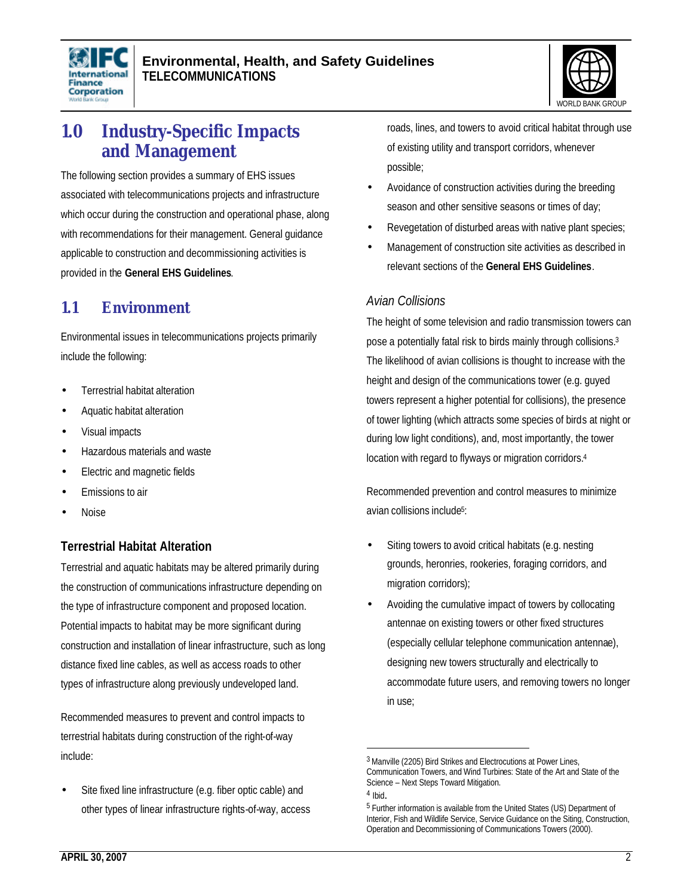# 1.0 Industry-Specific Impacts and Management

The following section provides a summary of EHS issues associated with telecommunications projects and infrastructure which occur during the construction and operational phase, along with recommendations for their management. General guidance applicable to construction and decommissioning activities is provided in the **General EHS Guidelines**.

## 1.1 Environment

Environmental issues in telecommunications projects primarily include the following:

- Terrestrial habitat alteration
- Aquatic habitat alteration
- Visual impacts
- Hazardous materials and waste
- Electric and magnetic fields
- Emissions to air
- Noise

### Terrestrial Habitat Alteration

Terrestrial and aquatic habitats may be altered primarily during the construction of communications infrastructure depending on the type of infrastructure component and proposed location. Potential impacts to habitat may be more significant during construction and installation of linear infrastructure, such as long distance fixed line cables, as well as access roads to other types of infrastructure along previously undeveloped land.

Recommended measures to prevent and control impacts to terrestrial habitats during construction of the right-of-way include:

- Site fixed line infrastructure (e.g. fiber optic cable) and other types of linear infrastructure rights-of-way, access roads, lines, and towers to avoid critical habitat through use of existing utility and transport corridors, whenever possible;
- Avoidance of construction activities during the breeding season and other sensitive seasons or times of day;
- Revegetation of disturbed areas with native plant species;
- Management of construction site activities as described in relevant sections of the **General EHS Guidelines**.

*Avian Collisions*

The height of some television and radio transmission towers can pose a potentially fatal risk to birds mainly through collisions.[3] The likelihood of avian collisions is thought to increase with the height and design of the communications tower (e.g. guyed towers represent a higher potential for collisions), the presence of tower lighting (which attracts some species of birds at night or during low light conditions), and, most importantly, the tower location with regard to flyways or migration corridors.[4]

Recommended prevention and control measures to minimize avian collisions include[5]:

- Siting towers to avoid critical habitats (e.g. nesting grounds, heronries, rookeries, foraging corridors, and migration corridors);
- Avoiding the cumulative impact of towers by collocating antennae on existing towers or other fixed structures (especially cellular telephone communication antennae), designing new towers structurally and electrically to accommodate future users, and removing towers no longer in use;

---

[3] Manville (2205) Bird Strikes and Electrocutions at Power Lines, Communication Towers, and Wind Turbines: State of the Art and State of the Science – Next Steps Toward Mitigation.

[4] Ibid.

[5] Further information is available from the United States (US) Department of Interior, Fish and Wildlife Service, Service Guidance on the Siting, Construction, Operation and Decommissioning of Communications Towers (2000).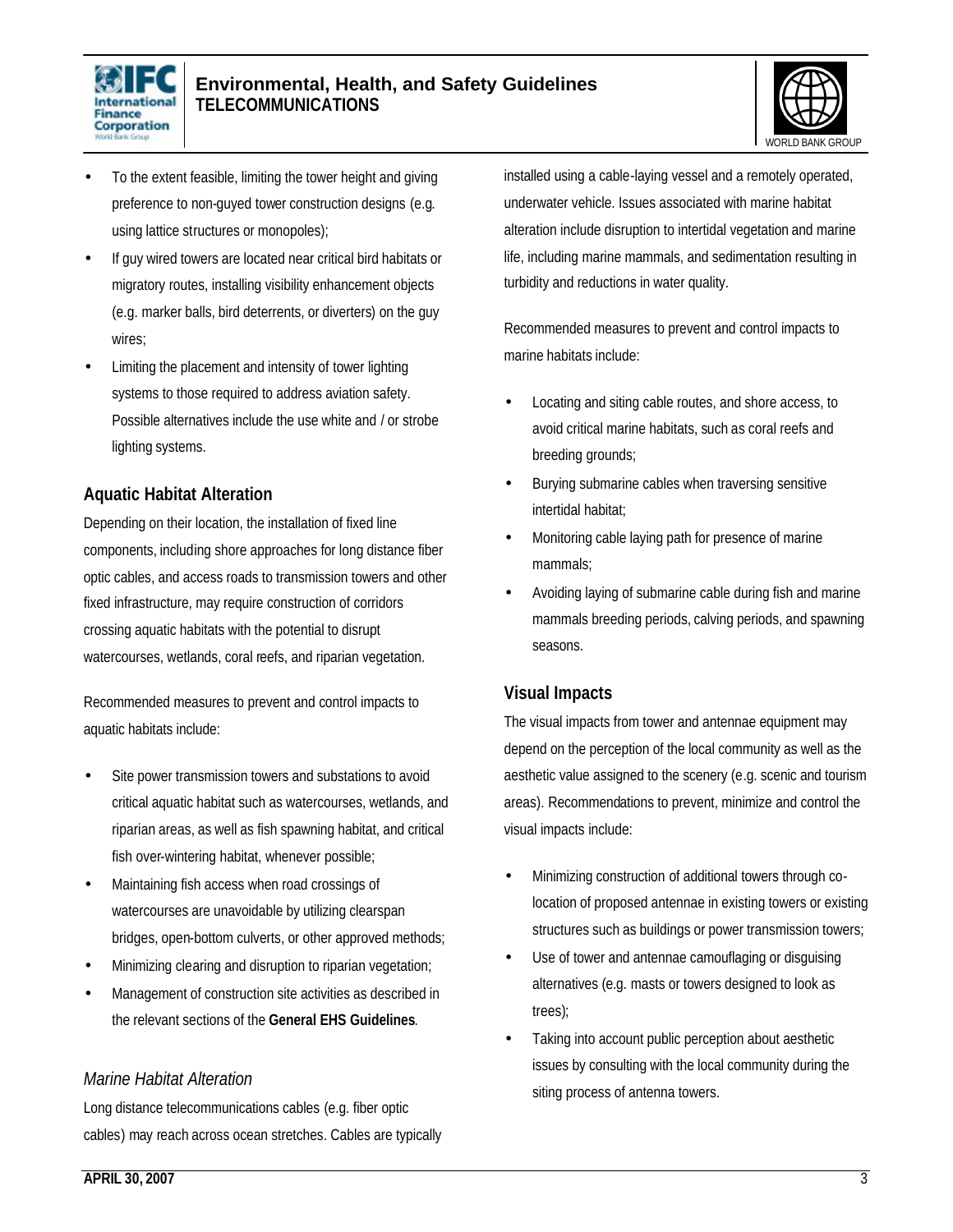- To the extent feasible, limiting the tower height and giving preference to non-guyed tower construction designs (e.g. using lattice structures or monopoles);
- If guy wired towers are located near critical bird habitats or migratory routes, installing visibility enhancement objects (e.g. marker balls, bird deterrents, or diverters) on the guy wires;
- Limiting the placement and intensity of tower lighting systems to those required to address aviation safety. Possible alternatives include the use white and / or strobe lighting systems.

## Aquatic Habitat Alteration

Depending on their location, the installation of fixed line components, including shore approaches for long distance fiber optic cables, and access roads to transmission towers and other fixed infrastructure, may require construction of corridors crossing aquatic habitats with the potential to disrupt watercourses, wetlands, coral reefs, and riparian vegetation.

Recommended measures to prevent and control impacts to aquatic habitats include:

- Site power transmission towers and substations to avoid critical aquatic habitat such as watercourses, wetlands, and riparian areas, as well as fish spawning habitat, and critical fish over-wintering habitat, whenever possible;
- Maintaining fish access when road crossings of watercourses are unavoidable by utilizing clearspan bridges, open-bottom culverts, or other approved methods;
- Minimizing clearing and disruption to riparian vegetation;
- Management of construction site activities as described in the relevant sections of the **General EHS Guidelines**.

### *Marine Habitat Alteration*

Long distance telecommunications cables (e.g. fiber optic cables) may reach across ocean stretches. Cables are typically installed using a cable-laying vessel and a remotely operated, underwater vehicle. Issues associated with marine habitat alteration include disruption to intertidal vegetation and marine life, including marine mammals, and sedimentation resulting in turbidity and reductions in water quality.

Recommended measures to prevent and control impacts to marine habitats include:

- Locating and siting cable routes, and shore access, to avoid critical marine habitats, such as coral reefs and breeding grounds;
- Burying submarine cables when traversing sensitive intertidal habitat;
- Monitoring cable laying path for presence of marine mammals;
- Avoiding laying of submarine cable during fish and marine mammals breeding periods, calving periods, and spawning seasons.

## Visual Impacts

The visual impacts from tower and antennae equipment may depend on the perception of the local community as well as the aesthetic value assigned to the scenery (e.g. scenic and tourism areas). Recommendations to prevent, minimize and control the visual impacts include:

- Minimizing construction of additional towers through co-location of proposed antennae in existing towers or existing structures such as buildings or power transmission towers;
- Use of tower and antennae camouflaging or disguising alternatives (e.g. masts or towers designed to look as trees);
- Taking into account public perception about aesthetic issues by consulting with the local community during the siting process of antenna towers.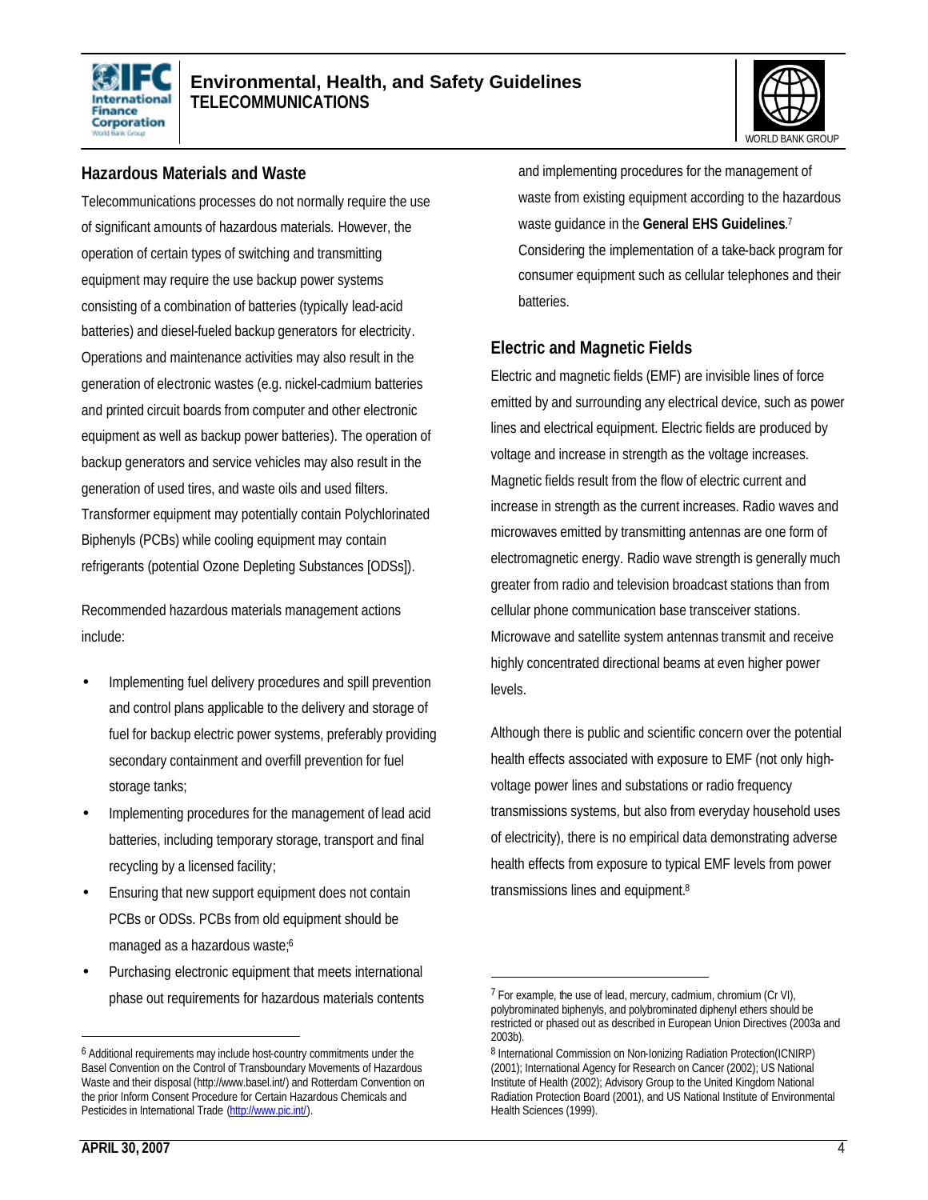## Hazardous Materials and Waste

Telecommunications processes do not normally require the use of significant amounts of hazardous materials. However, the operation of certain types of switching and transmitting equipment may require the use backup power systems consisting of a combination of batteries (typically lead-acid batteries) and diesel-fueled backup generators for electricity. Operations and maintenance activities may also result in the generation of electronic wastes (e.g. nickel-cadmium batteries and printed circuit boards from computer and other electronic equipment as well as backup power batteries). The operation of backup generators and service vehicles may also result in the generation of used tires, and waste oils and used filters. Transformer equipment may potentially contain Polychlorinated Biphenyls (PCBs) while cooling equipment may contain refrigerants (potential Ozone Depleting Substances [ODSs]).

Recommended hazardous materials management actions include:

- Implementing fuel delivery procedures and spill prevention and control plans applicable to the delivery and storage of fuel for backup electric power systems, preferably providing secondary containment and overfill prevention for fuel storage tanks;
- Implementing procedures for the management of lead acid batteries, including temporary storage, transport and final recycling by a licensed facility;
- Ensuring that new support equipment does not contain PCBs or ODSs. PCBs from old equipment should be managed as a hazardous waste;[6]
- Purchasing electronic equipment that meets international phase out requirements for hazardous materials contents and implementing procedures for the management of waste from existing equipment according to the hazardous waste guidance in the **General EHS Guidelines**.[7]
- Considering the implementation of a take-back program for consumer equipment such as cellular telephones and their batteries.

## Electric and Magnetic Fields

Electric and magnetic fields (EMF) are invisible lines of force emitted by and surrounding any electrical device, such as power lines and electrical equipment. Electric fields are produced by voltage and increase in strength as the voltage increases. Magnetic fields result from the flow of electric current and increase in strength as the current increases. Radio waves and microwaves emitted by transmitting antennas are one form of electromagnetic energy. Radio wave strength is generally much greater from radio and television broadcast stations than from cellular phone communication base transceiver stations. Microwave and satellite system antennas transmit and receive highly concentrated directional beams at even higher power levels.

Although there is public and scientific concern over the potential health effects associated with exposure to EMF (not only high-voltage power lines and substations or radio frequency transmissions systems, but also from everyday household uses of electricity), there is no empirical data demonstrating adverse health effects from exposure to typical EMF levels from power transmissions lines and equipment.[8]

---

[6] Additional requirements may include host-country commitments under the Basel Convention on the Control of Transboundary Movements of Hazardous Waste and their disposal (http://www.basel.int/) and Rotterdam Convention on the prior Inform Consent Procedure for Certain Hazardous Chemicals and Pesticides in International Trade (http://www.pic.int/).

[7] For example, the use of lead, mercury, cadmium, chromium (Cr VI), polybrominated biphenyls, and polybrominated diphenyl ethers should be restricted or phased out as described in European Union Directives (2003a and 2003b).

[8] International Commission on Non-Ionizing Radiation Protection(ICNIRP) (2001); International Agency for Research on Cancer (2002); US National Institute of Health (2002); Advisory Group to the United Kingdom National Radiation Protection Board (2001), and US National Institute of Environmental Health Sciences (1999).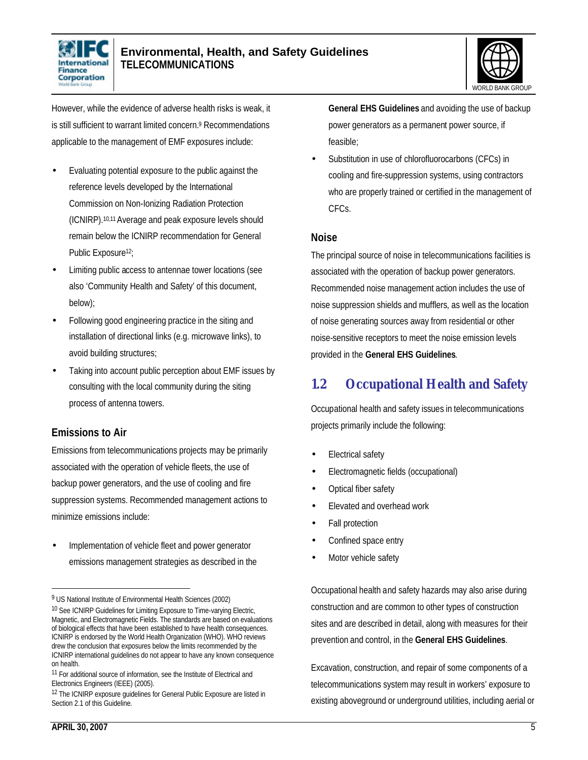However, while the evidence of adverse health risks is weak, it is still sufficient to warrant limited concern.[9] Recommendations applicable to the management of EMF exposures include:

- Evaluating potential exposure to the public against the reference levels developed by the International Commission on Non-Ionizing Radiation Protection (ICNIRP).[10,11] Average and peak exposure levels should remain below the ICNIRP recommendation for General Public Exposure[12];
- Limiting public access to antennae tower locations (see also 'Community Health and Safety' of this document, below);
- Following good engineering practice in the siting and installation of directional links (e.g. microwave links), to avoid building structures;
- Taking into account public perception about EMF issues by consulting with the local community during the siting process of antenna towers.

### Emissions to Air

Emissions from telecommunications projects may be primarily associated with the operation of vehicle fleets, the use of backup power generators, and the use of cooling and fire suppression systems. Recommended management actions to minimize emissions include:

- Implementation of vehicle fleet and power generator emissions management strategies as described in the **General EHS Guidelines** and avoiding the use of backup power generators as a permanent power source, if feasible;
- Substitution in use of chlorofluorocarbons (CFCs) in cooling and fire-suppression systems, using contractors who are properly trained or certified in the management of CFCs.

### Noise

The principal source of noise in telecommunications facilities is associated with the operation of backup power generators. Recommended noise management action includes the use of noise suppression shields and mufflers, as well as the location of noise generating sources away from residential or other noise-sensitive receptors to meet the noise emission levels provided in the **General EHS Guidelines**.

## 1.2 Occupational Health and Safety

Occupational health and safety issues in telecommunications projects primarily include the following:

- Electrical safety
- Electromagnetic fields (occupational)
- Optical fiber safety
- Elevated and overhead work
- Fall protection
- Confined space entry
- Motor vehicle safety

Occupational health and safety hazards may also arise during construction and are common to other types of construction sites and are described in detail, along with measures for their prevention and control, in the **General EHS Guidelines**.

Excavation, construction, and repair of some components of a telecommunications system may result in workers' exposure to existing aboveground or underground utilities, including aerial or

---

[9] US National Institute of Environmental Health Sciences (2002)

[10] See ICNIRP Guidelines for Limiting Exposure to Time-varying Electric, Magnetic, and Electromagnetic Fields. The standards are based on evaluations of biological effects that have been established to have health consequences. ICNIRP is endorsed by the World Health Organization (WHO). WHO reviews drew the conclusion that exposures below the limits recommended by the ICNIRP international guidelines do not appear to have any known consequence on health.

[11] For additional source of information, see the Institute of Electrical and Electronics Engineers (IEEE) (2005).

[12] The ICNIRP exposure guidelines for General Public Exposure are listed in Section 2.1 of this Guideline.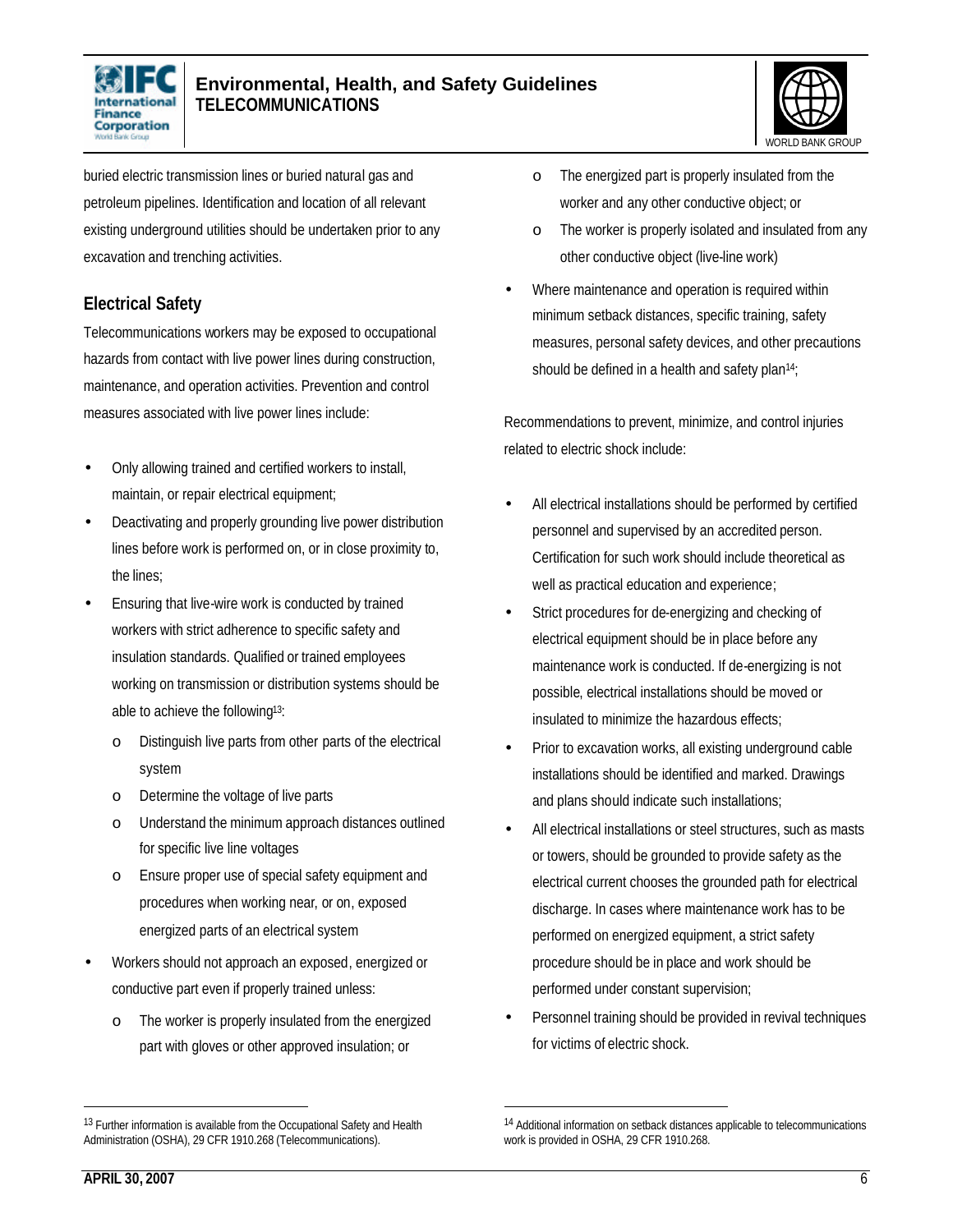buried electric transmission lines or buried natural gas and petroleum pipelines. Identification and location of all relevant existing underground utilities should be undertaken prior to any excavation and trenching activities.

## Electrical Safety

Telecommunications workers may be exposed to occupational hazards from contact with live power lines during construction, maintenance, and operation activities. Prevention and control measures associated with live power lines include:

- Only allowing trained and certified workers to install, maintain, or repair electrical equipment;
- Deactivating and properly grounding live power distribution lines before work is performed on, or in close proximity to, the lines;
- Ensuring that live-wire work is conducted by trained workers with strict adherence to specific safety and insulation standards. Qualified or trained employees working on transmission or distribution systems should be able to achieve the following[13]:
  - Distinguish live parts from other parts of the electrical system
  - Determine the voltage of live parts
  - Understand the minimum approach distances outlined for specific live line voltages
  - Ensure proper use of special safety equipment and procedures when working near, or on, exposed energized parts of an electrical system
- Workers should not approach an exposed, energized or conductive part even if properly trained unless:
  - The worker is properly insulated from the energized part with gloves or other approved insulation; or
  - The energized part is properly insulated from the worker and any other conductive object; or
  - The worker is properly isolated and insulated from any other conductive object (live-line work)
- Where maintenance and operation is required within minimum setback distances, specific training, safety measures, personal safety devices, and other precautions should be defined in a health and safety plan[14];

Recommendations to prevent, minimize, and control injuries related to electric shock include:

- All electrical installations should be performed by certified personnel and supervised by an accredited person. Certification for such work should include theoretical as well as practical education and experience;
- Strict procedures for de-energizing and checking of electrical equipment should be in place before any maintenance work is conducted. If de-energizing is not possible, electrical installations should be moved or insulated to minimize the hazardous effects;
- Prior to excavation works, all existing underground cable installations should be identified and marked. Drawings and plans should indicate such installations;
- All electrical installations or steel structures, such as masts or towers, should be grounded to provide safety as the electrical current chooses the grounded path for electrical discharge. In cases where maintenance work has to be performed on energized equipment, a strict safety procedure should be in place and work should be performed under constant supervision;
- Personnel training should be provided in revival techniques for victims of electric shock.

---

[13] Further information is available from the Occupational Safety and Health Administration (OSHA), 29 CFR 1910.268 (Telecommunications).

[14] Additional information on setback distances applicable to telecommunications work is provided in OSHA, 29 CFR 1910.268.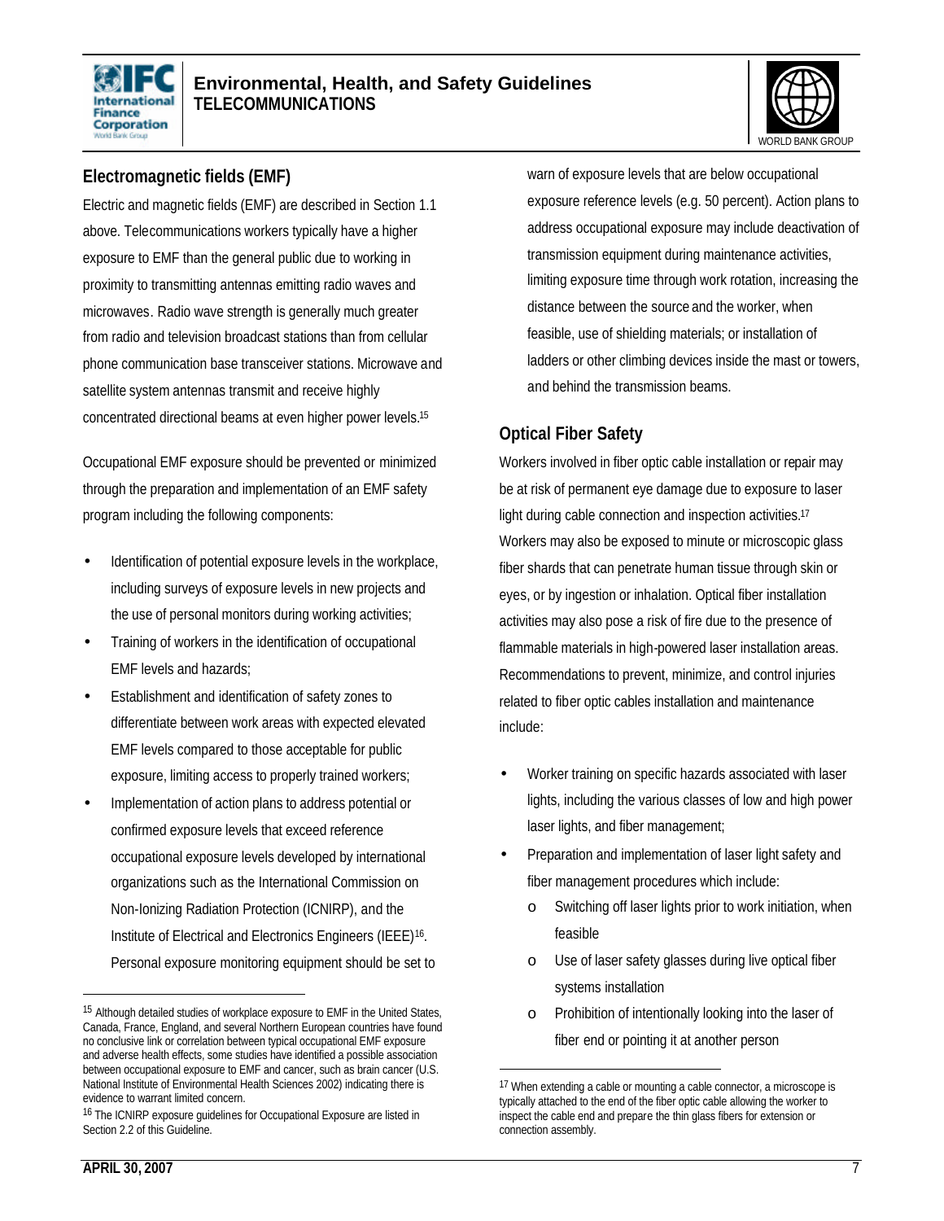## Electromagnetic fields (EMF)

Electric and magnetic fields (EMF) are described in Section 1.1 above. Telecommunications workers typically have a higher exposure to EMF than the general public due to working in proximity to transmitting antennas emitting radio waves and microwaves. Radio wave strength is generally much greater from radio and television broadcast stations than from cellular phone communication base transceiver stations. Microwave and satellite system antennas transmit and receive highly concentrated directional beams at even higher power levels.[15]

Occupational EMF exposure should be prevented or minimized through the preparation and implementation of an EMF safety program including the following components:

- Identification of potential exposure levels in the workplace, including surveys of exposure levels in new projects and the use of personal monitors during working activities;
- Training of workers in the identification of occupational EMF levels and hazards;
- Establishment and identification of safety zones to differentiate between work areas with expected elevated EMF levels compared to those acceptable for public exposure, limiting access to properly trained workers;
- Implementation of action plans to address potential or confirmed exposure levels that exceed reference occupational exposure levels developed by international organizations such as the International Commission on Non-Ionizing Radiation Protection (ICNIRP), and the Institute of Electrical and Electronics Engineers (IEEE)[16]. Personal exposure monitoring equipment should be set to warn of exposure levels that are below occupational exposure reference levels (e.g. 50 percent). Action plans to address occupational exposure may include deactivation of transmission equipment during maintenance activities, limiting exposure time through work rotation, increasing the distance between the source and the worker, when feasible, use of shielding materials; or installation of ladders or other climbing devices inside the mast or towers, and behind the transmission beams.

## Optical Fiber Safety

Workers involved in fiber optic cable installation or repair may be at risk of permanent eye damage due to exposure to laser light during cable connection and inspection activities.[17] Workers may also be exposed to minute or microscopic glass fiber shards that can penetrate human tissue through skin or eyes, or by ingestion or inhalation. Optical fiber installation activities may also pose a risk of fire due to the presence of flammable materials in high-powered laser installation areas. Recommendations to prevent, minimize, and control injuries related to fiber optic cables installation and maintenance include:

- Worker training on specific hazards associated with laser lights, including the various classes of low and high power laser lights, and fiber management;
- Preparation and implementation of laser light safety and fiber management procedures which include:
  - Switching off laser lights prior to work initiation, when feasible
  - Use of laser safety glasses during live optical fiber systems installation
  - Prohibition of intentionally looking into the laser of fiber end or pointing it at another person

---

[15] Although detailed studies of workplace exposure to EMF in the United States, Canada, France, England, and several Northern European countries have found no conclusive link or correlation between typical occupational EMF exposure and adverse health effects, some studies have identified a possible association between occupational exposure to EMF and cancer, such as brain cancer (U.S. National Institute of Environmental Health Sciences 2002) indicating there is evidence to warrant limited concern.

[16] The ICNIRP exposure guidelines for Occupational Exposure are listed in Section 2.2 of this Guideline.

[17] When extending a cable or mounting a cable connector, a microscope is typically attached to the end of the fiber optic cable allowing the worker to inspect the cable end and prepare the thin glass fibers for extension or connection assembly.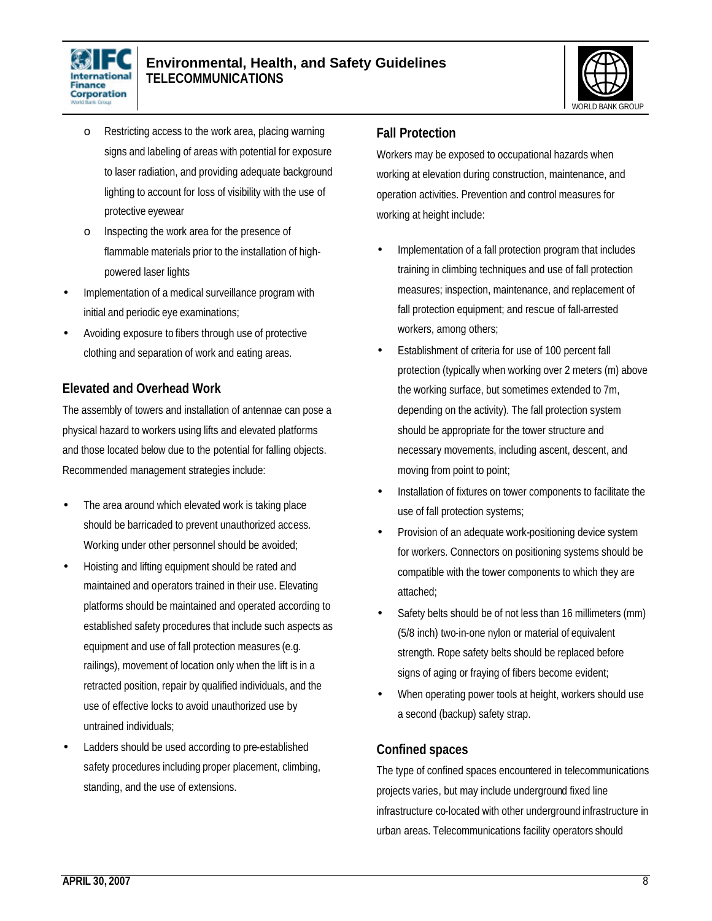- Restricting access to the work area, placing warning signs and labeling of areas with potential for exposure to laser radiation, and providing adequate background lighting to account for loss of visibility with the use of protective eyewear
    - Inspecting the work area for the presence of flammable materials prior to the installation of high-powered laser lights
- Implementation of a medical surveillance program with initial and periodic eye examinations;
- Avoiding exposure to fibers through use of protective clothing and separation of work and eating areas.

## Elevated and Overhead Work

The assembly of towers and installation of antennae can pose a physical hazard to workers using lifts and elevated platforms and those located below due to the potential for falling objects. Recommended management strategies include:

- The area around which elevated work is taking place should be barricaded to prevent unauthorized access. Working under other personnel should be avoided;
- Hoisting and lifting equipment should be rated and maintained and operators trained in their use. Elevating platforms should be maintained and operated according to established safety procedures that include such aspects as equipment and use of fall protection measures (e.g. railings), movement of location only when the lift is in a retracted position, repair by qualified individuals, and the use of effective locks to avoid unauthorized use by untrained individuals;
- Ladders should be used according to pre-established safety procedures including proper placement, climbing, standing, and the use of extensions.

## Fall Protection

Workers may be exposed to occupational hazards when working at elevation during construction, maintenance, and operation activities. Prevention and control measures for working at height include:

- Implementation of a fall protection program that includes training in climbing techniques and use of fall protection measures; inspection, maintenance, and replacement of fall protection equipment; and rescue of fall-arrested workers, among others;
- Establishment of criteria for use of 100 percent fall protection (typically when working over 2 meters (m) above the working surface, but sometimes extended to 7m, depending on the activity). The fall protection system should be appropriate for the tower structure and necessary movements, including ascent, descent, and moving from point to point;
- Installation of fixtures on tower components to facilitate the use of fall protection systems;
- Provision of an adequate work-positioning device system for workers. Connectors on positioning systems should be compatible with the tower components to which they are attached;
- Safety belts should be of not less than 16 millimeters (mm) (5/8 inch) two-in-one nylon or material of equivalent strength. Rope safety belts should be replaced before signs of aging or fraying of fibers become evident;
- When operating power tools at height, workers should use a second (backup) safety strap.

## Confined spaces

The type of confined spaces encountered in telecommunications projects varies, but may include underground fixed line infrastructure co-located with other underground infrastructure in urban areas. Telecommunications facility operators should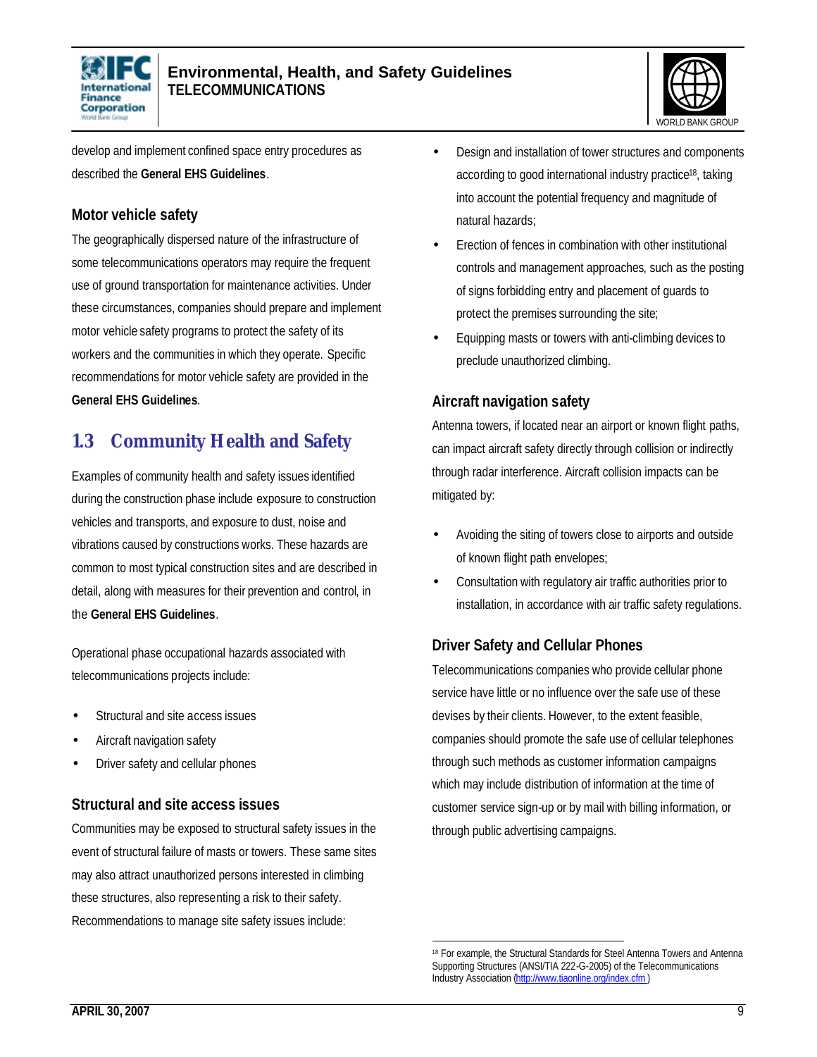develop and implement confined space entry procedures as described the **General EHS Guidelines**.

### Motor vehicle safety

The geographically dispersed nature of the infrastructure of some telecommunications operators may require the frequent use of ground transportation for maintenance activities. Under these circumstances, companies should prepare and implement motor vehicle safety programs to protect the safety of its workers and the communities in which they operate. Specific recommendations for motor vehicle safety are provided in the **General EHS Guidelines**.

## 1.3 Community Health and Safety

Examples of community health and safety issues identified during the construction phase include exposure to construction vehicles and transports, and exposure to dust, noise and vibrations caused by constructions works. These hazards are common to most typical construction sites and are described in detail, along with measures for their prevention and control, in the **General EHS Guidelines**.

Operational phase occupational hazards associated with telecommunications projects include:

- Structural and site access issues
- Aircraft navigation safety
- Driver safety and cellular phones

### Structural and site access issues

Communities may be exposed to structural safety issues in the event of structural failure of masts or towers. These same sites may also attract unauthorized persons interested in climbing these structures, also representing a risk to their safety. Recommendations to manage site safety issues include:

- Design and installation of tower structures and components according to good international industry practice[18], taking into account the potential frequency and magnitude of natural hazards;
- Erection of fences in combination with other institutional controls and management approaches, such as the posting of signs forbidding entry and placement of guards to protect the premises surrounding the site;
- Equipping masts or towers with anti-climbing devices to preclude unauthorized climbing.

### Aircraft navigation safety

Antenna towers, if located near an airport or known flight paths, can impact aircraft safety directly through collision or indirectly through radar interference. Aircraft collision impacts can be mitigated by:

- Avoiding the siting of towers close to airports and outside of known flight path envelopes;
- Consultation with regulatory air traffic authorities prior to installation, in accordance with air traffic safety regulations.

### Driver Safety and Cellular Phones

Telecommunications companies who provide cellular phone service have little or no influence over the safe use of these devises by their clients. However, to the extent feasible, companies should promote the safe use of cellular telephones through such methods as customer information campaigns which may include distribution of information at the time of customer service sign-up or by mail with billing information, or through public advertising campaigns.

---

[18] For example, the Structural Standards for Steel Antenna Towers and Antenna Supporting Structures (ANSI/TIA 222-G-2005) of the Telecommunications Industry Association (http://www.tiaonline.org/index.cfm )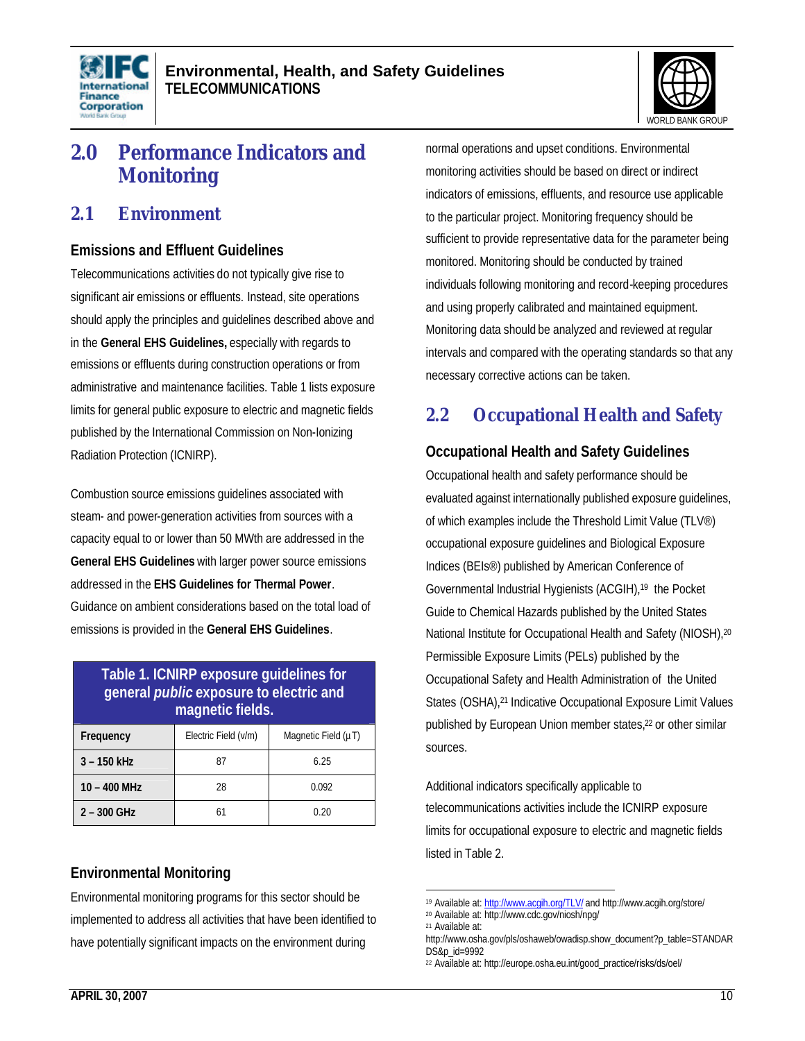# 2.0 Performance Indicators and Monitoring

## 2.1 Environment

### Emissions and Effluent Guidelines

Telecommunications activities do not typically give rise to significant air emissions or effluents. Instead, site operations should apply the principles and guidelines described above and in the **General EHS Guidelines,** especially with regards to emissions or effluents during construction operations or from administrative and maintenance facilities. Table 1 lists exposure limits for general public exposure to electric and magnetic fields published by the International Commission on Non-Ionizing Radiation Protection (ICNIRP).

Combustion source emissions guidelines associated with steam- and power-generation activities from sources with a capacity equal to or lower than 50 MWth are addressed in the **General EHS Guidelines** with larger power source emissions addressed in the **EHS Guidelines for Thermal Power**. Guidance on ambient considerations based on the total load of emissions is provided in the **General EHS Guidelines**.

**Table 1. ICNIRP exposure guidelines for general *public* exposure to electric and magnetic fields.**

| Frequency | Electric Field (v/m) | Magnetic Field (µT) |
|---|---|---|
| 3 – 150 kHz | 87 | 6.25 |
| 10 – 400 MHz | 28 | 0.092 |
| 2 – 300 GHz | 61 | 0.20 |

### Environmental Monitoring

Environmental monitoring programs for this sector should be implemented to address all activities that have been identified to have potentially significant impacts on the environment during normal operations and upset conditions. Environmental monitoring activities should be based on direct or indirect indicators of emissions, effluents, and resource use applicable to the particular project. Monitoring frequency should be sufficient to provide representative data for the parameter being monitored. Monitoring should be conducted by trained individuals following monitoring and record-keeping procedures and using properly calibrated and maintained equipment. Monitoring data should be analyzed and reviewed at regular intervals and compared with the operating standards so that any necessary corrective actions can be taken.

## 2.2 Occupational Health and Safety

### Occupational Health and Safety Guidelines

Occupational health and safety performance should be evaluated against internationally published exposure guidelines, of which examples include the Threshold Limit Value (TLV®) occupational exposure guidelines and Biological Exposure Indices (BEIs®) published by American Conference of Governmental Industrial Hygienists (ACGIH),[19] the Pocket Guide to Chemical Hazards published by the United States National Institute for Occupational Health and Safety (NIOSH),[20] Permissible Exposure Limits (PELs) published by the Occupational Safety and Health Administration of the United States (OSHA),[21] Indicative Occupational Exposure Limit Values published by European Union member states,[22] or other similar sources.

Additional indicators specifically applicable to telecommunications activities include the ICNIRP exposure limits for occupational exposure to electric and magnetic fields listed in Table 2.

---

[19] Available at: http://www.acgih.org/TLV/ and http://www.acgih.org/store/
[20] Available at: http://www.cdc.gov/niosh/npg/
[21] Available at: http://www.osha.gov/pls/oshaweb/owadisp.show_document?p_table=STANDARDS&p_id=9992
[22] Available at: http://europe.osha.eu.int/good_practice/risks/ds/oel/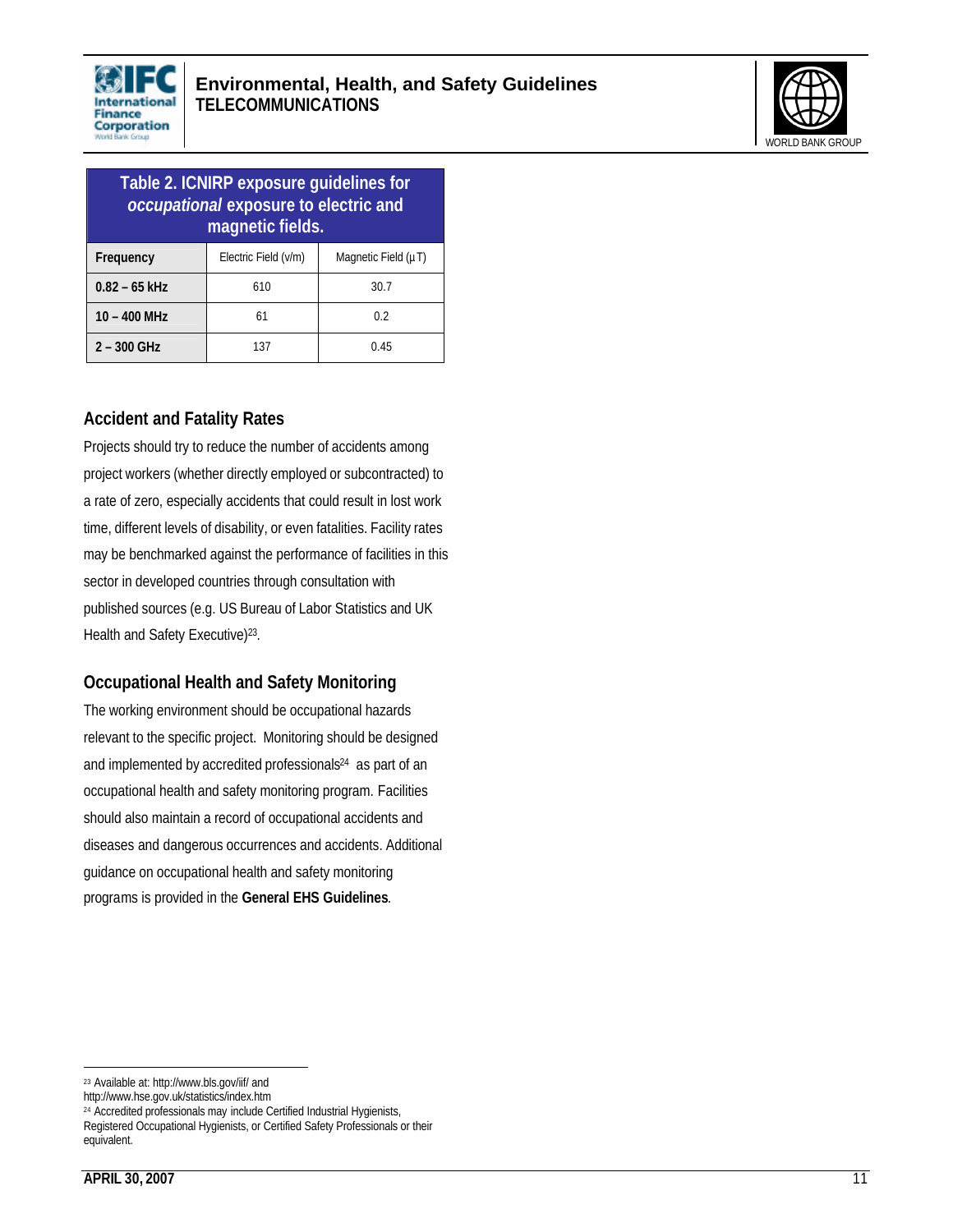| Table 2. ICNIRP exposure guidelines for *occupational* exposure to electric and magnetic fields. | | |
|---|---|---|
| **Frequency** | Electric Field (v/m) | Magnetic Field (µT) |
| **0.82 – 65 kHz** | 610 | 30.7 |
| **10 – 400 MHz** | 61 | 0.2 |
| **2 – 300 GHz** | 137 | 0.45 |

## Accident and Fatality Rates

Projects should try to reduce the number of accidents among project workers (whether directly employed or subcontracted) to a rate of zero, especially accidents that could result in lost work time, different levels of disability, or even fatalities. Facility rates may be benchmarked against the performance of facilities in this sector in developed countries through consultation with published sources (e.g. US Bureau of Labor Statistics and UK Health and Safety Executive)[23].

## Occupational Health and Safety Monitoring

The working environment should be occupational hazards relevant to the specific project. Monitoring should be designed and implemented by accredited professionals[24] as part of an occupational health and safety monitoring program. Facilities should also maintain a record of occupational accidents and diseases and dangerous occurrences and accidents. Additional guidance on occupational health and safety monitoring programs is provided in the **General EHS Guidelines**.

---

[23] Available at: http://www.bls.gov/iif/ and http://www.hse.gov.uk/statistics/index.htm

[24] Accredited professionals may include Certified Industrial Hygienists, Registered Occupational Hygienists, or Certified Safety Professionals or their equivalent.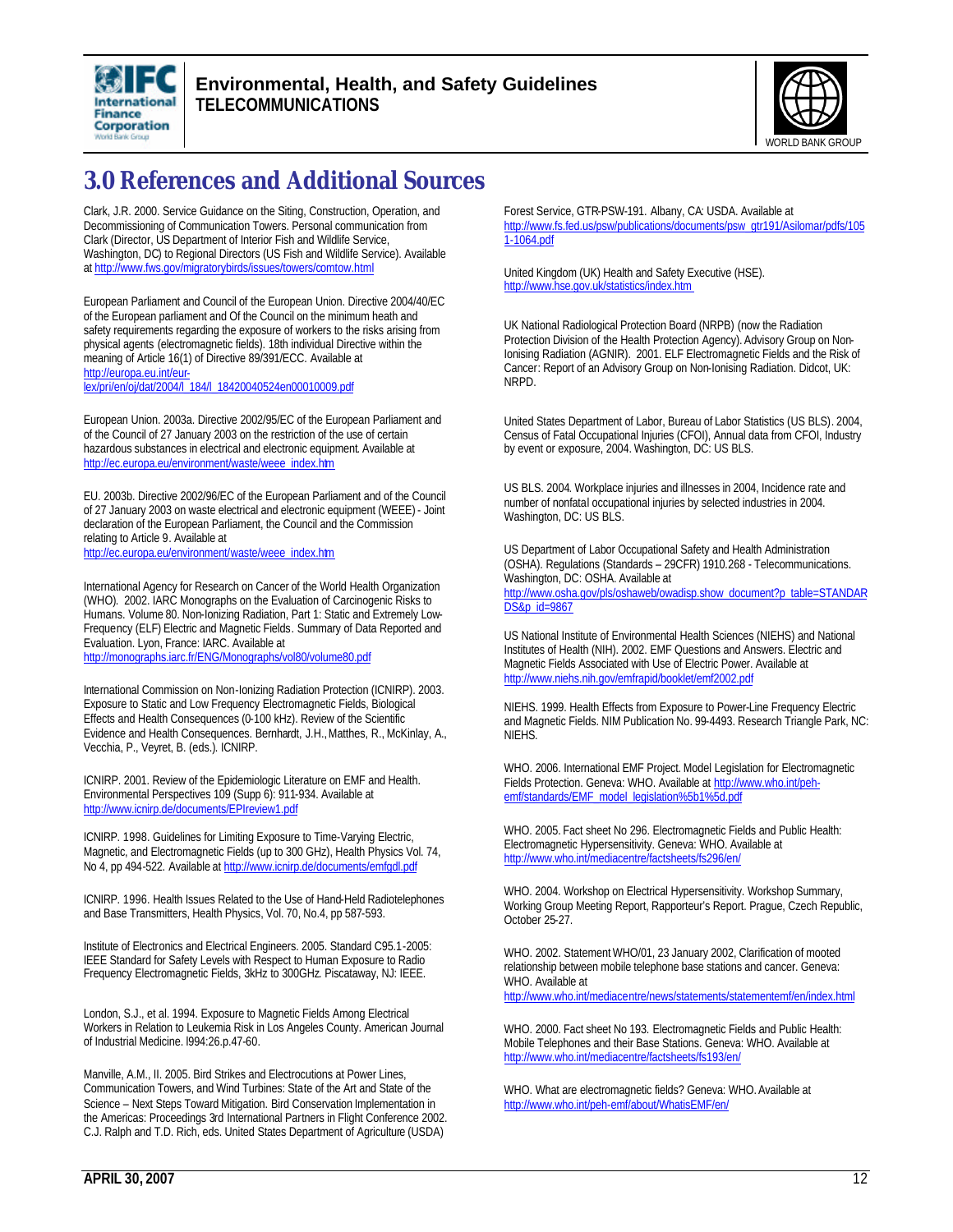# 3.0 References and Additional Sources

Clark, J.R. 2000. Service Guidance on the Siting, Construction, Operation, and Decommissioning of Communication Towers. Personal communication from Clark (Director, US Department of Interior Fish and Wildlife Service, Washington, DC) to Regional Directors (US Fish and Wildlife Service). Available at http://www.fws.gov/migratorybirds/issues/towers/comtow.html

European Parliament and Council of the European Union. Directive 2004/40/EC of the European parliament and Of the Council on the minimum heath and safety requirements regarding the exposure of workers to the risks arising from physical agents (electromagnetic fields). 18th individual Directive within the meaning of Article 16(1) of Directive 89/391/ECC. Available at http://europa.eu.int/eur-lex/pri/en/oj/dat/2004/l_184/l_18420040524en00010009.pdf

European Union. 2003a. Directive 2002/95/EC of the European Parliament and of the Council of 27 January 2003 on the restriction of the use of certain hazardous substances in electrical and electronic equipment. Available at http://ec.europa.eu/environment/waste/weee_index.htm

EU. 2003b. Directive 2002/96/EC of the European Parliament and of the Council of 27 January 2003 on waste electrical and electronic equipment (WEEE) - Joint declaration of the European Parliament, the Council and the Commission relating to Article 9. Available at http://ec.europa.eu/environment/waste/weee_index.htm

International Agency for Research on Cancer of the World Health Organization (WHO). 2002. IARC Monographs on the Evaluation of Carcinogenic Risks to Humans. Volume 80. Non-Ionizing Radiation, Part 1: Static and Extremely Low-Frequency (ELF) Electric and Magnetic Fields. Summary of Data Reported and Evaluation. Lyon, France: IARC. Available at http://monographs.iarc.fr/ENG/Monographs/vol80/volume80.pdf

International Commission on Non-Ionizing Radiation Protection (ICNIRP). 2003. Exposure to Static and Low Frequency Electromagnetic Fields, Biological Effects and Health Consequences (0-100 kHz). Review of the Scientific Evidence and Health Consequences. Bernhardt, J.H., Matthes, R., McKinlay, A., Vecchia, P., Veyret, B. (eds.). ICNIRP.

ICNIRP. 2001. Review of the Epidemiologic Literature on EMF and Health. Environmental Perspectives 109 (Supp 6): 911-934. Available at http://www.icnirp.de/documents/EPIreview1.pdf

ICNIRP. 1998. Guidelines for Limiting Exposure to Time-Varying Electric, Magnetic, and Electromagnetic Fields (up to 300 GHz), Health Physics Vol. 74, No 4, pp 494-522. Available at http://www.icnirp.de/documents/emfgdl.pdf

ICNIRP. 1996. Health Issues Related to the Use of Hand-Held Radiotelephones and Base Transmitters, Health Physics, Vol. 70, No.4, pp 587-593.

Institute of Electronics and Electrical Engineers. 2005. Standard C95.1-2005: IEEE Standard for Safety Levels with Respect to Human Exposure to Radio Frequency Electromagnetic Fields, 3kHz to 300GHz. Piscataway, NJ: IEEE.

London, S.J., et al. 1994. Exposure to Magnetic Fields Among Electrical Workers in Relation to Leukemia Risk in Los Angeles County. American Journal of Industrial Medicine. l994:26.p.47-60.

Manville, A.M., II. 2005. Bird Strikes and Electrocutions at Power Lines, Communication Towers, and Wind Turbines: State of the Art and State of the Science – Next Steps Toward Mitigation. Bird Conservation Implementation in the Americas: Proceedings 3rd International Partners in Flight Conference 2002. C.J. Ralph and T.D. Rich, eds. United States Department of Agriculture (USDA) Forest Service, GTR-PSW-191. Albany, CA: USDA. Available at http://www.fs.fed.us/psw/publications/documents/psw_gtr191/Asilomar/pdfs/1051-1064.pdf

United Kingdom (UK) Health and Safety Executive (HSE). http://www.hse.gov.uk/statistics/index.htm

UK National Radiological Protection Board (NRPB) (now the Radiation Protection Division of the Health Protection Agency). Advisory Group on Non-Ionising Radiation (AGNIR). 2001. ELF Electromagnetic Fields and the Risk of Cancer: Report of an Advisory Group on Non-Ionising Radiation. Didcot, UK: NRPD.

United States Department of Labor, Bureau of Labor Statistics (US BLS). 2004, Census of Fatal Occupational Injuries (CFOI), Annual data from CFOI, Industry by event or exposure, 2004. Washington, DC: US BLS.

US BLS. 2004. Workplace injuries and illnesses in 2004, Incidence rate and number of nonfatal occupational injuries by selected industries in 2004. Washington, DC: US BLS.

US Department of Labor Occupational Safety and Health Administration (OSHA). Regulations (Standards – 29CFR) 1910.268 - Telecommunications. Washington, DC: OSHA. Available at http://www.osha.gov/pls/oshaweb/owadisp.show_document?p_table=STANDARDS&p_id=9867

US National Institute of Environmental Health Sciences (NIEHS) and National Institutes of Health (NIH). 2002. EMF Questions and Answers. Electric and Magnetic Fields Associated with Use of Electric Power. Available at http://www.niehs.nih.gov/emfrapid/booklet/emf2002.pdf

NIEHS. 1999. Health Effects from Exposure to Power-Line Frequency Electric and Magnetic Fields. NIM Publication No. 99-4493. Research Triangle Park, NC: NIEHS.

WHO. 2006. International EMF Project. Model Legislation for Electromagnetic Fields Protection. Geneva: WHO. Available at http://www.who.int/peh-emf/standards/EMF_model_legislation%5b1%5d.pdf

WHO. 2005. Fact sheet No 296. Electromagnetic Fields and Public Health: Electromagnetic Hypersensitivity. Geneva: WHO. Available at http://www.who.int/mediacentre/factsheets/fs296/en/

WHO. 2004. Workshop on Electrical Hypersensitivity. Workshop Summary, Working Group Meeting Report, Rapporteur's Report. Prague, Czech Republic, October 25-27.

WHO. 2002. Statement WHO/01, 23 January 2002, Clarification of mooted relationship between mobile telephone base stations and cancer. Geneva: WHO. Available at http://www.who.int/mediacentre/news/statements/statementemf/en/index.html

WHO. 2000. Fact sheet No 193. Electromagnetic Fields and Public Health: Mobile Telephones and their Base Stations. Geneva: WHO. Available at http://www.who.int/mediacentre/factsheets/fs193/en/

WHO. What are electromagnetic fields? Geneva: WHO. Available at http://www.who.int/peh-emf/about/WhatisEMF/en/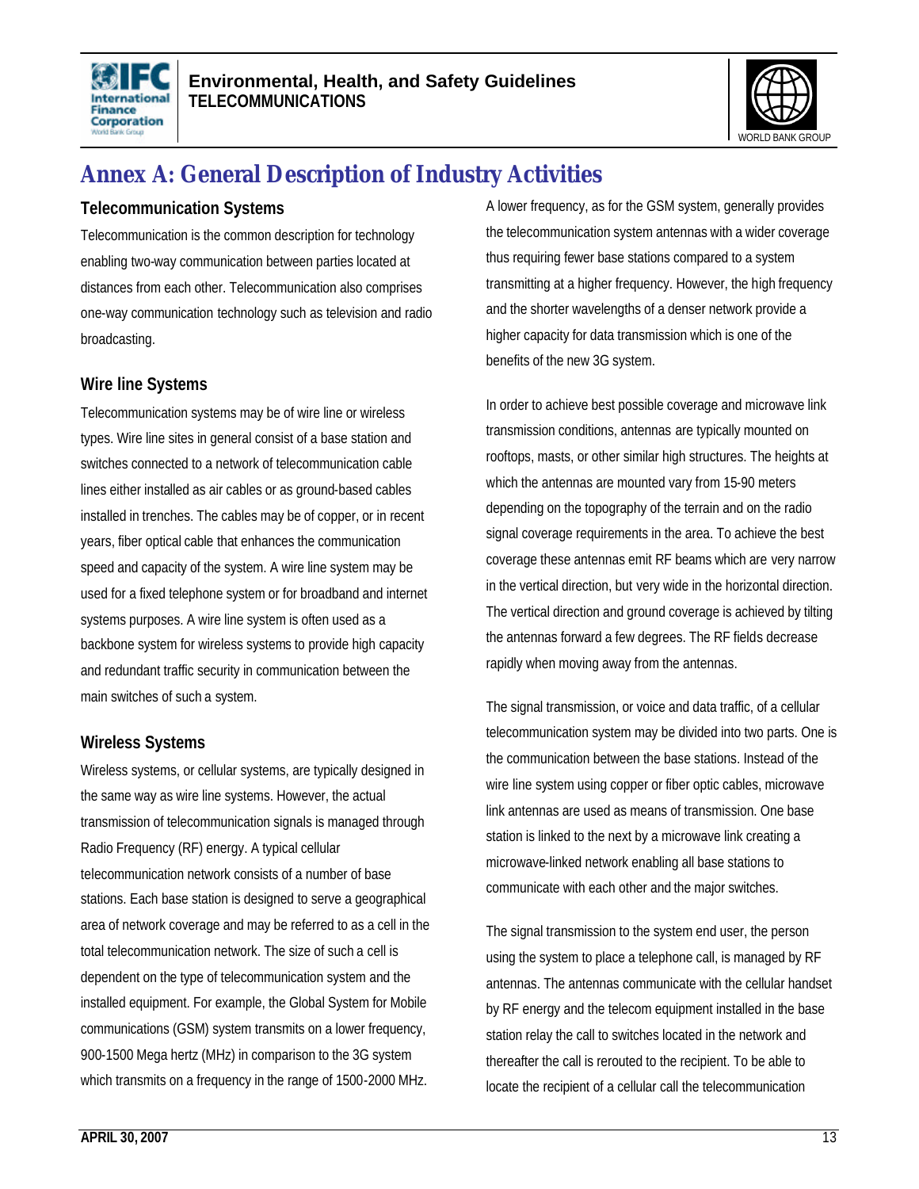# Annex A: General Description of Industry Activities

## Telecommunication Systems

Telecommunication is the common description for technology enabling two-way communication between parties located at distances from each other. Telecommunication also comprises one-way communication technology such as television and radio broadcasting.

## Wire line Systems

Telecommunication systems may be of wire line or wireless types. Wire line sites in general consist of a base station and switches connected to a network of telecommunication cable lines either installed as air cables or as ground-based cables installed in trenches. The cables may be of copper, or in recent years, fiber optical cable that enhances the communication speed and capacity of the system. A wire line system may be used for a fixed telephone system or for broadband and internet systems purposes. A wire line system is often used as a backbone system for wireless systems to provide high capacity and redundant traffic security in communication between the main switches of such a system.

## Wireless Systems

Wireless systems, or cellular systems, are typically designed in the same way as wire line systems. However, the actual transmission of telecommunication signals is managed through Radio Frequency (RF) energy. A typical cellular telecommunication network consists of a number of base stations. Each base station is designed to serve a geographical area of network coverage and may be referred to as a cell in the total telecommunication network. The size of such a cell is dependent on the type of telecommunication system and the installed equipment. For example, the Global System for Mobile communications (GSM) system transmits on a lower frequency, 900-1500 Mega hertz (MHz) in comparison to the 3G system which transmits on a frequency in the range of 1500-2000 MHz. A lower frequency, as for the GSM system, generally provides the telecommunication system antennas with a wider coverage thus requiring fewer base stations compared to a system transmitting at a higher frequency. However, the high frequency and the shorter wavelengths of a denser network provide a higher capacity for data transmission which is one of the benefits of the new 3G system.

In order to achieve best possible coverage and microwave link transmission conditions, antennas are typically mounted on rooftops, masts, or other similar high structures. The heights at which the antennas are mounted vary from 15-90 meters depending on the topography of the terrain and on the radio signal coverage requirements in the area. To achieve the best coverage these antennas emit RF beams which are very narrow in the vertical direction, but very wide in the horizontal direction. The vertical direction and ground coverage is achieved by tilting the antennas forward a few degrees. The RF fields decrease rapidly when moving away from the antennas.

The signal transmission, or voice and data traffic, of a cellular telecommunication system may be divided into two parts. One is the communication between the base stations. Instead of the wire line system using copper or fiber optic cables, microwave link antennas are used as means of transmission. One base station is linked to the next by a microwave link creating a microwave-linked network enabling all base stations to communicate with each other and the major switches.

The signal transmission to the system end user, the person using the system to place a telephone call, is managed by RF antennas. The antennas communicate with the cellular handset by RF energy and the telecom equipment installed in the base station relay the call to switches located in the network and thereafter the call is rerouted to the recipient. To be able to locate the recipient of a cellular call the telecommunication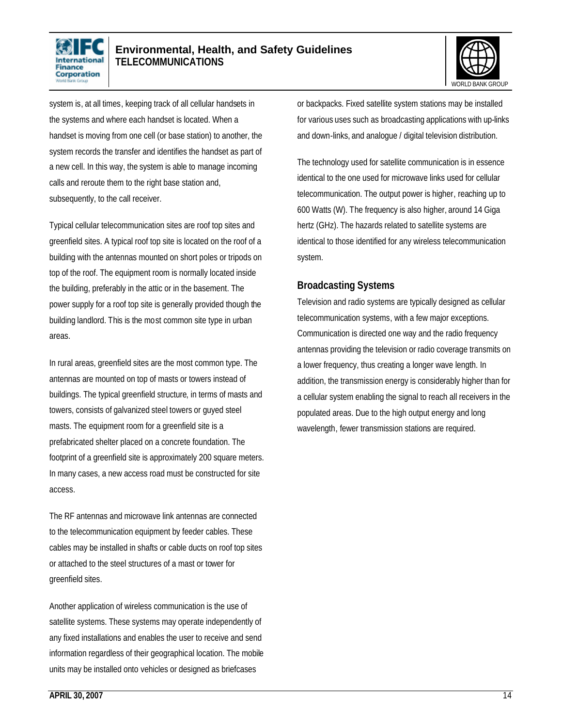system is, at all times, keeping track of all cellular handsets in the systems and where each handset is located. When a handset is moving from one cell (or base station) to another, the system records the transfer and identifies the handset as part of a new cell. In this way, the system is able to manage incoming calls and reroute them to the right base station and, subsequently, to the call receiver.

Typical cellular telecommunication sites are roof top sites and greenfield sites. A typical roof top site is located on the roof of a building with the antennas mounted on short poles or tripods on top of the roof. The equipment room is normally located inside the building, preferably in the attic or in the basement. The power supply for a roof top site is generally provided though the building landlord. This is the most common site type in urban areas.

In rural areas, greenfield sites are the most common type. The antennas are mounted on top of masts or towers instead of buildings. The typical greenfield structure, in terms of masts and towers, consists of galvanized steel towers or guyed steel masts. The equipment room for a greenfield site is a prefabricated shelter placed on a concrete foundation. The footprint of a greenfield site is approximately 200 square meters. In many cases, a new access road must be constructed for site access.

The RF antennas and microwave link antennas are connected to the telecommunication equipment by feeder cables. These cables may be installed in shafts or cable ducts on roof top sites or attached to the steel structures of a mast or tower for greenfield sites.

Another application of wireless communication is the use of satellite systems. These systems may operate independently of any fixed installations and enables the user to receive and send information regardless of their geographical location. The mobile units may be installed onto vehicles or designed as briefcases or backpacks. Fixed satellite system stations may be installed for various uses such as broadcasting applications with up-links and down-links, and analogue / digital television distribution.

The technology used for satellite communication is in essence identical to the one used for microwave links used for cellular telecommunication. The output power is higher, reaching up to 600 Watts (W). The frequency is also higher, around 14 Giga hertz (GHz). The hazards related to satellite systems are identical to those identified for any wireless telecommunication system.

## Broadcasting Systems

Television and radio systems are typically designed as cellular telecommunication systems, with a few major exceptions. Communication is directed one way and the radio frequency antennas providing the television or radio coverage transmits on a lower frequency, thus creating a longer wave length. In addition, the transmission energy is considerably higher than for a cellular system enabling the signal to reach all receivers in the populated areas. Due to the high output energy and long wavelength, fewer transmission stations are required.